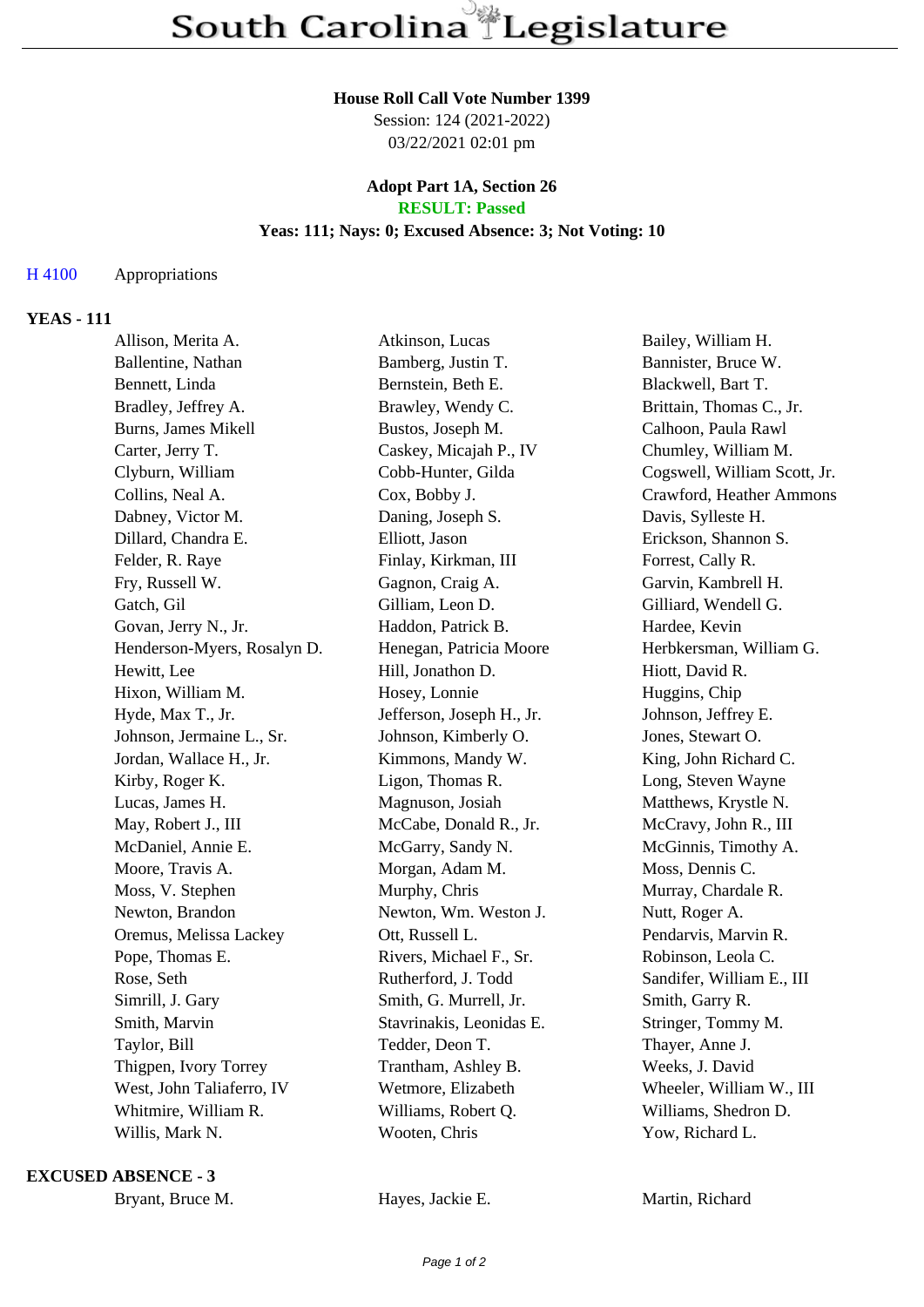# South Carolina Legislature

**House Roll Call Vote Number 1399**

Session: 124 (2021-2022)

03/22/2021 02:01 pm

**Adopt Part 1A, Section 26**

**RESULT: Passed**

**Yeas: 111; Nays: 0; Excused Absence: 3; Not Voting: 10**

H 4100 Appropriations

### YEAS - 111

| | | |
|---|---|---|
| Allison, Merita A. | Atkinson, Lucas | Bailey, William H. |
| Ballentine, Nathan | Bamberg, Justin T. | Bannister, Bruce W. |
| Bennett, Linda | Bernstein, Beth E. | Blackwell, Bart T. |
| Bradley, Jeffrey A. | Brawley, Wendy C. | Brittain, Thomas C., Jr. |
| Burns, James Mikell | Bustos, Joseph M. | Calhoon, Paula Rawl |
| Carter, Jerry T. | Caskey, Micajah P., IV | Chumley, William M. |
| Clyburn, William | Cobb-Hunter, Gilda | Cogswell, William Scott, Jr. |
| Collins, Neal A. | Cox, Bobby J. | Crawford, Heather Ammons |
| Dabney, Victor M. | Daning, Joseph S. | Davis, Sylleste H. |
| Dillard, Chandra E. | Elliott, Jason | Erickson, Shannon S. |
| Felder, R. Raye | Finlay, Kirkman, III | Forrest, Cally R. |
| Fry, Russell W. | Gagnon, Craig A. | Garvin, Kambrell H. |
| Gatch, Gil | Gilliam, Leon D. | Gilliard, Wendell G. |
| Govan, Jerry N., Jr. | Haddon, Patrick B. | Hardee, Kevin |
| Henderson-Myers, Rosalyn D. | Henegan, Patricia Moore | Herbkersman, William G. |
| Hewitt, Lee | Hill, Jonathon D. | Hiott, David R. |
| Hixon, William M. | Hosey, Lonnie | Huggins, Chip |
| Hyde, Max T., Jr. | Jefferson, Joseph H., Jr. | Johnson, Jeffrey E. |
| Johnson, Jermaine L., Sr. | Johnson, Kimberly O. | Jones, Stewart O. |
| Jordan, Wallace H., Jr. | Kimmons, Mandy W. | King, John Richard C. |
| Kirby, Roger K. | Ligon, Thomas R. | Long, Steven Wayne |
| Lucas, James H. | Magnuson, Josiah | Matthews, Krystle N. |
| May, Robert J., III | McCabe, Donald R., Jr. | McCravy, John R., III |
| McDaniel, Annie E. | McGarry, Sandy N. | McGinnis, Timothy A. |
| Moore, Travis A. | Morgan, Adam M. | Moss, Dennis C. |
| Moss, V. Stephen | Murphy, Chris | Murray, Chardale R. |
| Newton, Brandon | Newton, Wm. Weston J. | Nutt, Roger A. |
| Oremus, Melissa Lackey | Ott, Russell L. | Pendarvis, Marvin R. |
| Pope, Thomas E. | Rivers, Michael F., Sr. | Robinson, Leola C. |
| Rose, Seth | Rutherford, J. Todd | Sandifer, William E., III |
| Simrill, J. Gary | Smith, G. Murrell, Jr. | Smith, Garry R. |
| Smith, Marvin | Stavrinakis, Leonidas E. | Stringer, Tommy M. |
| Taylor, Bill | Tedder, Deon T. | Thayer, Anne J. |
| Thigpen, Ivory Torrey | Trantham, Ashley B. | Weeks, J. David |
| West, John Taliaferro, IV | Wetmore, Elizabeth | Wheeler, William W., III |
| Whitmire, William R. | Williams, Robert Q. | Williams, Shedron D. |
| Willis, Mark N. | Wooten, Chris | Yow, Richard L. |

### EXCUSED ABSENCE - 3

| | | |
|---|---|---|
| Bryant, Bruce M. | Hayes, Jackie E. | Martin, Richard |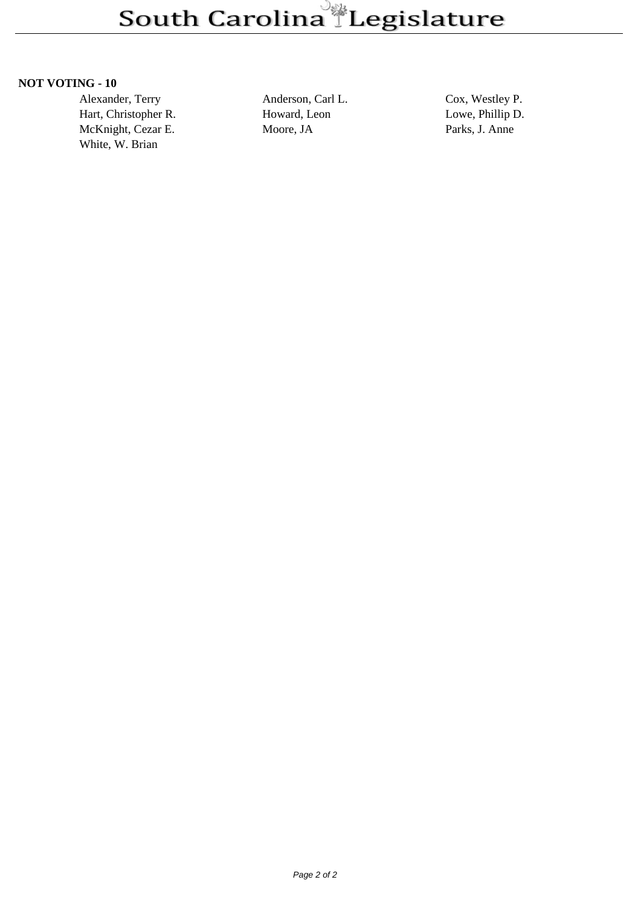**NOT VOTING - 10**

| | | |
|---|---|---|
| Alexander, Terry | Anderson, Carl L. | Cox, Westley P. |
| Hart, Christopher R. | Howard, Leon | Lowe, Phillip D. |
| McKnight, Cezar E. | Moore, JA | Parks, J. Anne |
| White, W. Brian | | |